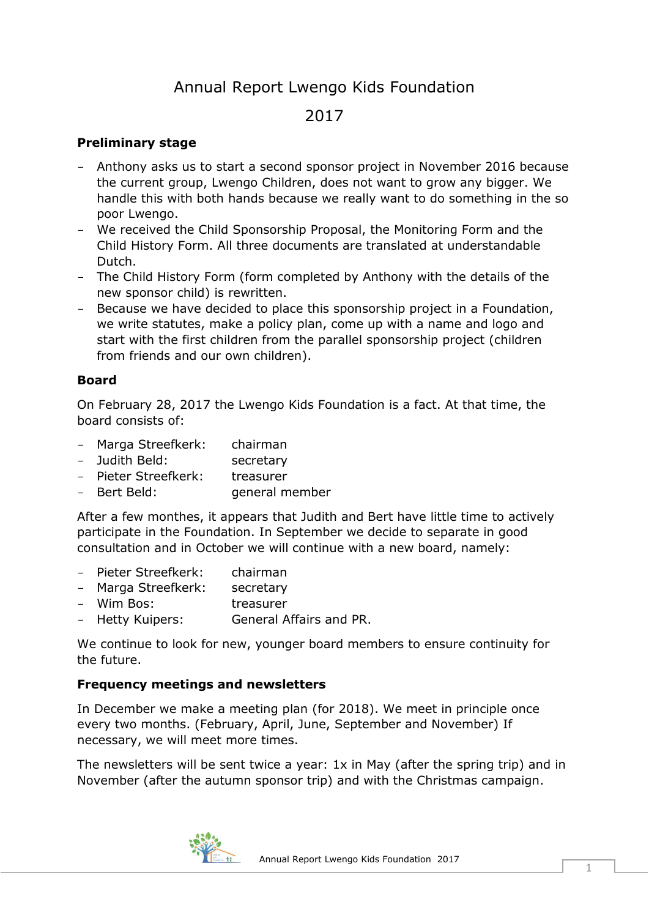# Annual Report Lwengo Kids Foundation

# 2017

### Preliminary stage

- Anthony asks us to start a second sponsor project in November 2016 because the current group, Lwengo Children, does not want to grow any bigger. We handle this with both hands because we really want to do something in the so poor Lwengo.
- We received the Child Sponsorship Proposal, the Monitoring Form and the Child History Form. All three documents are translated at understandable Dutch.
- The Child History Form (form completed by Anthony with the details of the new sponsor child) is rewritten.
- Because we have decided to place this sponsorship project in a Foundation, we write statutes, make a policy plan, come up with a name and logo and start with the first children from the parallel sponsorship project (children from friends and our own children).

### Board

On February 28, 2017 the Lwengo Kids Foundation is a fact. At that time, the board consists of:

- Marga Streefkerk: chairman
- Judith Beld: secretary
- Pieter Streefkerk: treasurer
- Bert Beld: general member

After a few monthes, it appears that Judith and Bert have little time to actively participate in the Foundation. In September we decide to separate in good consultation and in October we will continue with a new board, namely:

- Pieter Streefkerk: chairman
- Marga Streefkerk: secretary
- Wim Bos: treasurer
- Hetty Kuipers: General Affairs and PR.

We continue to look for new, younger board members to ensure continuity for the future.

### Frequency meetings and newsletters

In December we make a meeting plan (for 2018). We meet in principle once every two months. (February, April, June, September and November) If necessary, we will meet more times.

The newsletters will be sent twice a year: 1x in May (after the spring trip) and in November (after the autumn sponsor trip) and with the Christmas campaign.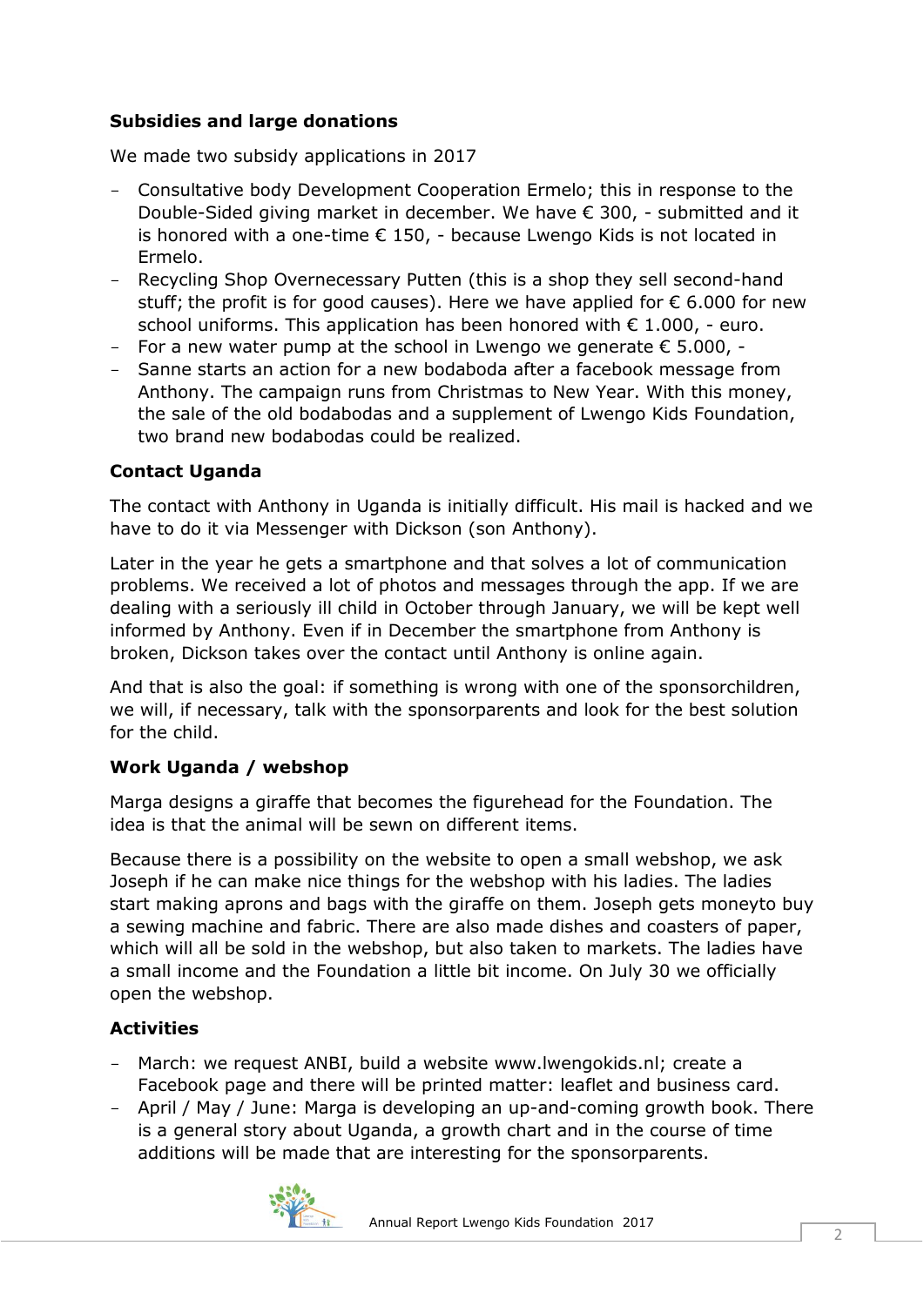**Subsidies and large donations**

We made two subsidy applications in 2017

- Consultative body Development Cooperation Ermelo; this in response to the Double-Sided giving market in december. We have € 300, - submitted and it is honored with a one-time € 150, - because Lwengo Kids is not located in Ermelo.
- Recycling Shop Overnecessary Putten (this is a shop they sell second-hand stuff; the profit is for good causes). Here we have applied for € 6.000 for new school uniforms. This application has been honored with € 1.000, - euro.
- For a new water pump at the school in Lwengo we generate € 5.000, -
- Sanne starts an action for a new bodaboda after a facebook message from Anthony. The campaign runs from Christmas to New Year. With this money, the sale of the old bodabodas and a supplement of Lwengo Kids Foundation, two brand new bodabodas could be realized.

**Contact Uganda**

The contact with Anthony in Uganda is initially difficult. His mail is hacked and we have to do it via Messenger with Dickson (son Anthony).

Later in the year he gets a smartphone and that solves a lot of communication problems. We received a lot of photos and messages through the app. If we are dealing with a seriously ill child in October through January, we will be kept well informed by Anthony. Even if in December the smartphone from Anthony is broken, Dickson takes over the contact until Anthony is online again.

And that is also the goal: if something is wrong with one of the sponsorchildren, we will, if necessary, talk with the sponsorparents and look for the best solution for the child.

**Work Uganda / webshop**

Marga designs a giraffe that becomes the figurehead for the Foundation. The idea is that the animal will be sewn on different items.

Because there is a possibility on the website to open a small webshop, we ask Joseph if he can make nice things for the webshop with his ladies. The ladies start making aprons and bags with the giraffe on them. Joseph gets moneyto buy a sewing machine and fabric. There are also made dishes and coasters of paper, which will all be sold in the webshop, but also taken to markets. The ladies have a small income and the Foundation a little bit income. On July 30 we officially open the webshop.

**Activities**

- March: we request ANBI, build a website www.lwengokids.nl; create a Facebook page and there will be printed matter: leaflet and business card.
- April / May / June: Marga is developing an up-and-coming growth book. There is a general story about Uganda, a growth chart and in the course of time additions will be made that are interesting for the sponsorparents.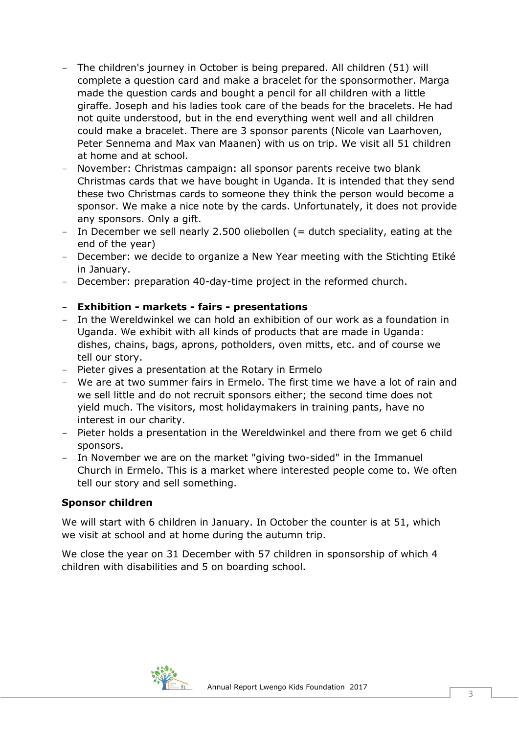- The children's journey in October is being prepared. All children (51) will complete a question card and make a bracelet for the sponsormother. Marga made the question cards and bought a pencil for all children with a little giraffe. Joseph and his ladies took care of the beads for the bracelets. He had not quite understood, but in the end everything went well and all children could make a bracelet. There are 3 sponsor parents (Nicole van Laarhoven, Peter Sennema and Max van Maanen) with us on trip. We visit all 51 children at home and at school.
- November: Christmas campaign: all sponsor parents receive two blank Christmas cards that we have bought in Uganda. It is intended that they send these two Christmas cards to someone they think the person would become a sponsor. We make a nice note by the cards. Unfortunately, it does not provide any sponsors. Only a gift.
- In December we sell nearly 2.500 oliebollen (= dutch speciality, eating at the end of the year)
- December: we decide to organize a New Year meeting with the Stichting Etiké in January.
- December: preparation 40-day-time project in the reformed church.

- **Exhibition - markets - fairs - presentations**
- In the Wereldwinkel we can hold an exhibition of our work as a foundation in Uganda. We exhibit with all kinds of products that are made in Uganda: dishes, chains, bags, aprons, potholders, oven mitts, etc. and of course we tell our story.
- Pieter gives a presentation at the Rotary in Ermelo
- We are at two summer fairs in Ermelo. The first time we have a lot of rain and we sell little and do not recruit sponsors either; the second time does not yield much. The visitors, most holidaymakers in training pants, have no interest in our charity.
- Pieter holds a presentation in the Wereldwinkel and there from we get 6 child sponsors.
- In November we are on the market "giving two-sided" in the Immanuel Church in Ermelo. This is a market where interested people come to. We often tell our story and sell something.

**Sponsor children**

We will start with 6 children in January. In October the counter is at 51, which we visit at school and at home during the autumn trip.

We close the year on 31 December with 57 children in sponsorship of which 4 children with disabilities and 5 on boarding school.